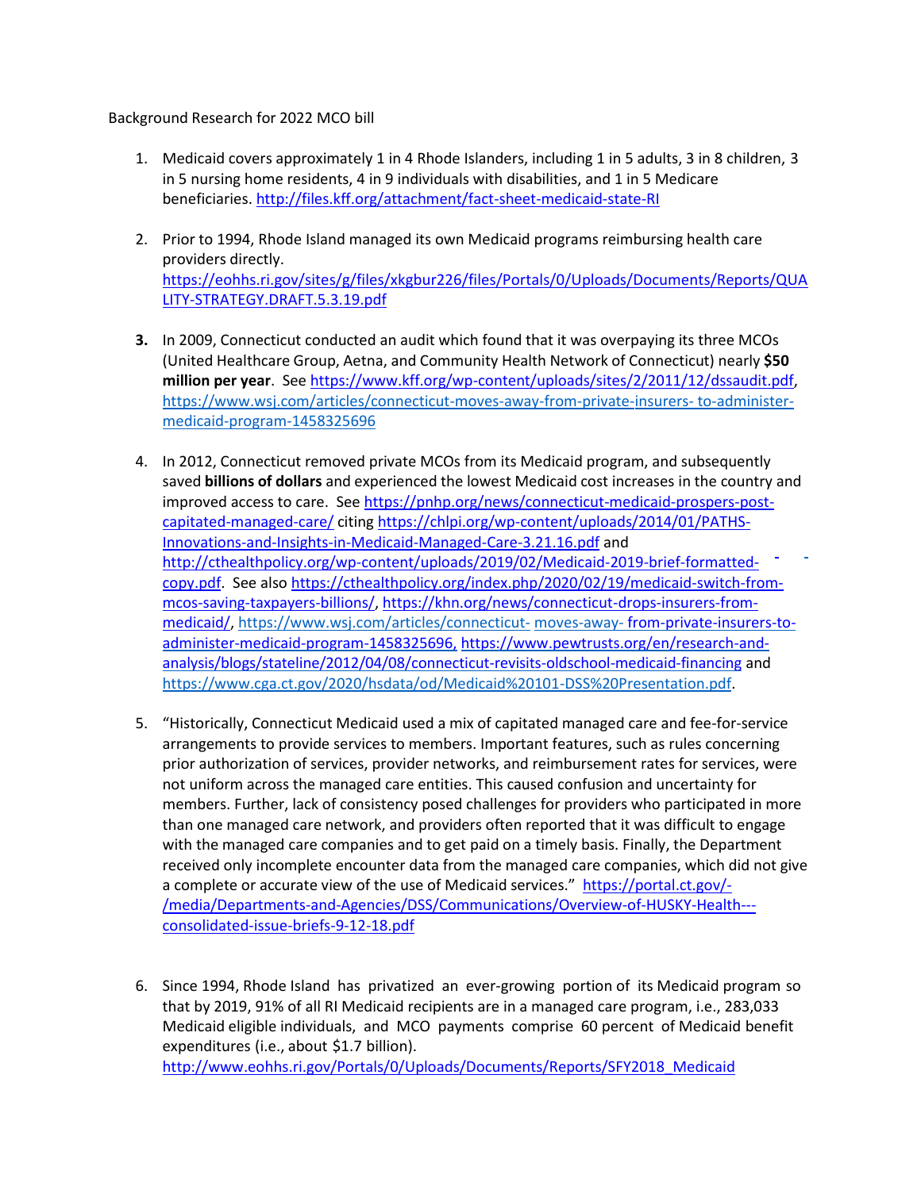Background Research for 2022 MCO bill

1. Medicaid covers approximately 1 in 4 Rhode Islanders, including 1 in 5 adults, 3 in 8 children, 3 in 5 nursing home residents, 4 in 9 individuals with disabilities, and 1 in 5 Medicare beneficiaries. http://files.kff.org/attachment/fact-sheet-medicaid-state-RI

2. Prior to 1994, Rhode Island managed its own Medicaid programs reimbursing health care providers directly. https://eohhs.ri.gov/sites/g/files/xkgbur226/files/Portals/0/Uploads/Documents/Reports/QUALITY-STRATEGY.DRAFT.5.3.19.pdf

3. In 2009, Connecticut conducted an audit which found that it was overpaying its three MCOs (United Healthcare Group, Aetna, and Community Health Network of Connecticut) nearly **$50 million per year**. See https://www.kff.org/wp-content/uploads/sites/2/2011/12/dssaudit.pdf, https://www.wsj.com/articles/connecticut-moves-away-from-private-insurers- to-administer-medicaid-program-1458325696

4. In 2012, Connecticut removed private MCOs from its Medicaid program, and subsequently saved **billions of dollars** and experienced the lowest Medicaid cost increases in the country and improved access to care. See https://pnhp.org/news/connecticut-medicaid-prospers-post-capitated-managed-care/ citing https://chlpi.org/wp-content/uploads/2014/01/PATHS-Innovations-and-Insights-in-Medicaid-Managed-Care-3.21.16.pdf and http://cthealthpolicy.org/wp-content/uploads/2019/02/Medicaid-2019-brief-formatted-copy.pdf. See also https://cthealthpolicy.org/index.php/2020/02/19/medicaid-switch-from-mcos-saving-taxpayers-billions/, https://khn.org/news/connecticut-drops-insurers-from-medicaid/, https://www.wsj.com/articles/connecticut- moves-away- from-private-insurers-to-administer-medicaid-program-1458325696, https://www.pewtrusts.org/en/research-and-analysis/blogs/stateline/2012/04/08/connecticut-revisits-oldschool-medicaid-financing and https://www.cga.ct.gov/2020/hsdata/od/Medicaid%20101-DSS%20Presentation.pdf.

5. "Historically, Connecticut Medicaid used a mix of capitated managed care and fee-for-service arrangements to provide services to members. Important features, such as rules concerning prior authorization of services, provider networks, and reimbursement rates for services, were not uniform across the managed care entities. This caused confusion and uncertainty for members. Further, lack of consistency posed challenges for providers who participated in more than one managed care network, and providers often reported that it was difficult to engage with the managed care companies and to get paid on a timely basis. Finally, the Department received only incomplete encounter data from the managed care companies, which did not give a complete or accurate view of the use of Medicaid services." https://portal.ct.gov/-/media/Departments-and-Agencies/DSS/Communications/Overview-of-HUSKY-Health---consolidated-issue-briefs-9-12-18.pdf

6. Since 1994, Rhode Island has privatized an ever-growing portion of its Medicaid program so that by 2019, 91% of all RI Medicaid recipients are in a managed care program, i.e., 283,033 Medicaid eligible individuals, and MCO payments comprise 60 percent of Medicaid benefit expenditures (i.e., about $1.7 billion). http://www.eohhs.ri.gov/Portals/0/Uploads/Documents/Reports/SFY2018_Medicaid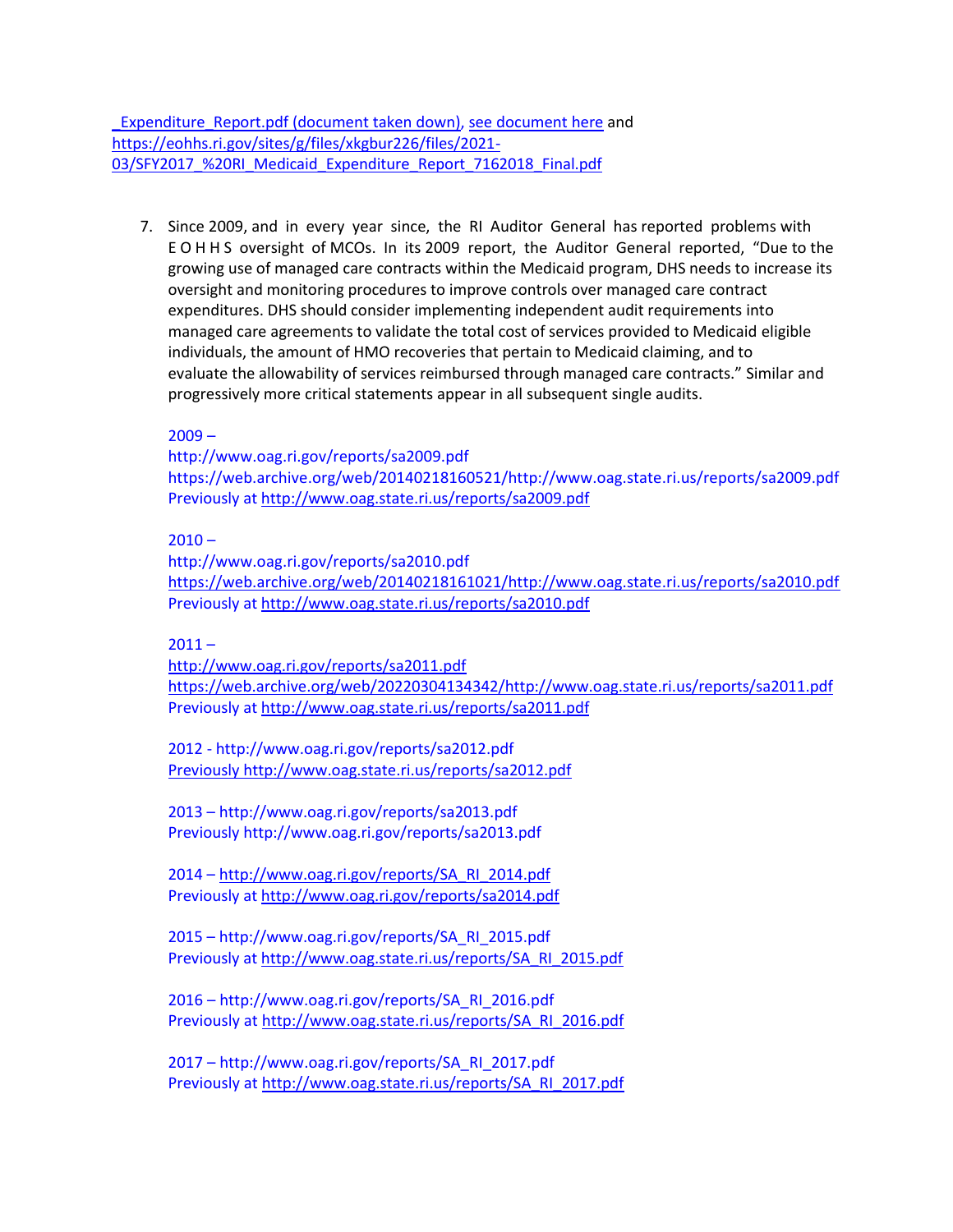_Expenditure_Report.pdf (document taken down), see document here and https://eohhs.ri.gov/sites/g/files/xkgbur226/files/2021-03/SFY2017_%20RI_Medicaid_Expenditure_Report_7162018_Final.pdf

7. Since 2009, and in every year since, the RI Auditor General has reported problems with E O H H S oversight of MCOs. In its 2009 report, the Auditor General reported, "Due to the growing use of managed care contracts within the Medicaid program, DHS needs to increase its oversight and monitoring procedures to improve controls over managed care contract expenditures. DHS should consider implementing independent audit requirements into managed care agreements to validate the total cost of services provided to Medicaid eligible individuals, the amount of HMO recoveries that pertain to Medicaid claiming, and to evaluate the allowability of services reimbursed through managed care contracts." Similar and progressively more critical statements appear in all subsequent single audits.

   2009 –
   http://www.oag.ri.gov/reports/sa2009.pdf
   https://web.archive.org/web/20140218160521/http://www.oag.state.ri.us/reports/sa2009.pdf
   Previously at http://www.oag.state.ri.us/reports/sa2009.pdf

   2010 –
   http://www.oag.ri.gov/reports/sa2010.pdf
   https://web.archive.org/web/20140218161021/http://www.oag.state.ri.us/reports/sa2010.pdf
   Previously at http://www.oag.state.ri.us/reports/sa2010.pdf

   2011 –
   http://www.oag.ri.gov/reports/sa2011.pdf
   https://web.archive.org/web/20220304134342/http://www.oag.state.ri.us/reports/sa2011.pdf
   Previously at http://www.oag.state.ri.us/reports/sa2011.pdf

   2012 - http://www.oag.ri.gov/reports/sa2012.pdf
   Previously http://www.oag.state.ri.us/reports/sa2012.pdf

   2013 – http://www.oag.ri.gov/reports/sa2013.pdf
   Previously http://www.oag.ri.gov/reports/sa2013.pdf

   2014 – http://www.oag.ri.gov/reports/SA_RI_2014.pdf
   Previously at http://www.oag.ri.gov/reports/sa2014.pdf

   2015 – http://www.oag.ri.gov/reports/SA_RI_2015.pdf
   Previously at http://www.oag.state.ri.us/reports/SA_RI_2015.pdf

   2016 – http://www.oag.ri.gov/reports/SA_RI_2016.pdf
   Previously at http://www.oag.state.ri.us/reports/SA_RI_2016.pdf

   2017 – http://www.oag.ri.gov/reports/SA_RI_2017.pdf
   Previously at http://www.oag.state.ri.us/reports/SA_RI_2017.pdf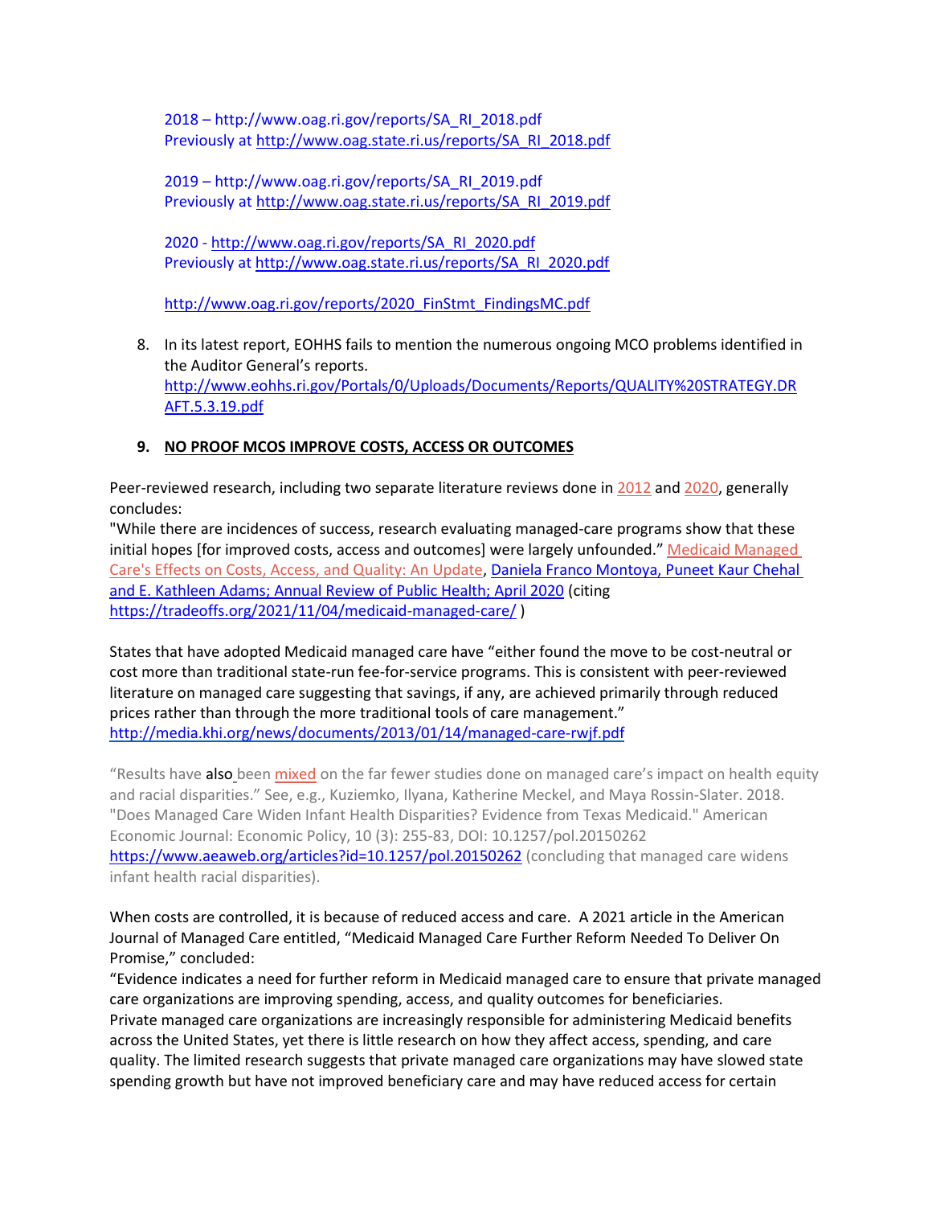2018 – http://www.oag.ri.gov/reports/SA_RI_2018.pdf
Previously at http://www.oag.state.ri.us/reports/SA_RI_2018.pdf

2019 – http://www.oag.ri.gov/reports/SA_RI_2019.pdf
Previously at http://www.oag.state.ri.us/reports/SA_RI_2019.pdf

2020 - http://www.oag.ri.gov/reports/SA_RI_2020.pdf
Previously at http://www.oag.state.ri.us/reports/SA_RI_2020.pdf

http://www.oag.ri.gov/reports/2020_FinStmt_FindingsMC.pdf

8. In its latest report, EOHHS fails to mention the numerous ongoing MCO problems identified in the Auditor General's reports. http://www.eohhs.ri.gov/Portals/0/Uploads/Documents/Reports/QUALITY%20STRATEGY.DRAFT.5.3.19.pdf

9. **NO PROOF MCOS IMPROVE COSTS, ACCESS OR OUTCOMES**

Peer-reviewed research, including two separate literature reviews done in 2012 and 2020, generally concludes:
"While there are incidences of success, research evaluating managed-care programs show that these initial hopes [for improved costs, access and outcomes] were largely unfounded." Medicaid Managed Care's Effects on Costs, Access, and Quality: An Update, Daniela Franco Montoya, Puneet Kaur Chehal and E. Kathleen Adams; Annual Review of Public Health; April 2020 (citing https://tradeoffs.org/2021/11/04/medicaid-managed-care/ )

States that have adopted Medicaid managed care have "either found the move to be cost-neutral or cost more than traditional state-run fee-for-service programs. This is consistent with peer-reviewed literature on managed care suggesting that savings, if any, are achieved primarily through reduced prices rather than through the more traditional tools of care management." http://media.khi.org/news/documents/2013/01/14/managed-care-rwjf.pdf

"Results have also been mixed on the far fewer studies done on managed care's impact on health equity and racial disparities." See, e.g., Kuziemko, Ilyana, Katherine Meckel, and Maya Rossin-Slater. 2018. "Does Managed Care Widen Infant Health Disparities? Evidence from Texas Medicaid." American Economic Journal: Economic Policy, 10 (3): 255-83, DOI: 10.1257/pol.20150262 https://www.aeaweb.org/articles?id=10.1257/pol.20150262 (concluding that managed care widens infant health racial disparities).

When costs are controlled, it is because of reduced access and care. A 2021 article in the American Journal of Managed Care entitled, "Medicaid Managed Care Further Reform Needed To Deliver On Promise," concluded:
"Evidence indicates a need for further reform in Medicaid managed care to ensure that private managed care organizations are improving spending, access, and quality outcomes for beneficiaries.
Private managed care organizations are increasingly responsible for administering Medicaid benefits across the United States, yet there is little research on how they affect access, spending, and care quality. The limited research suggests that private managed care organizations may have slowed state spending growth but have not improved beneficiary care and may have reduced access for certain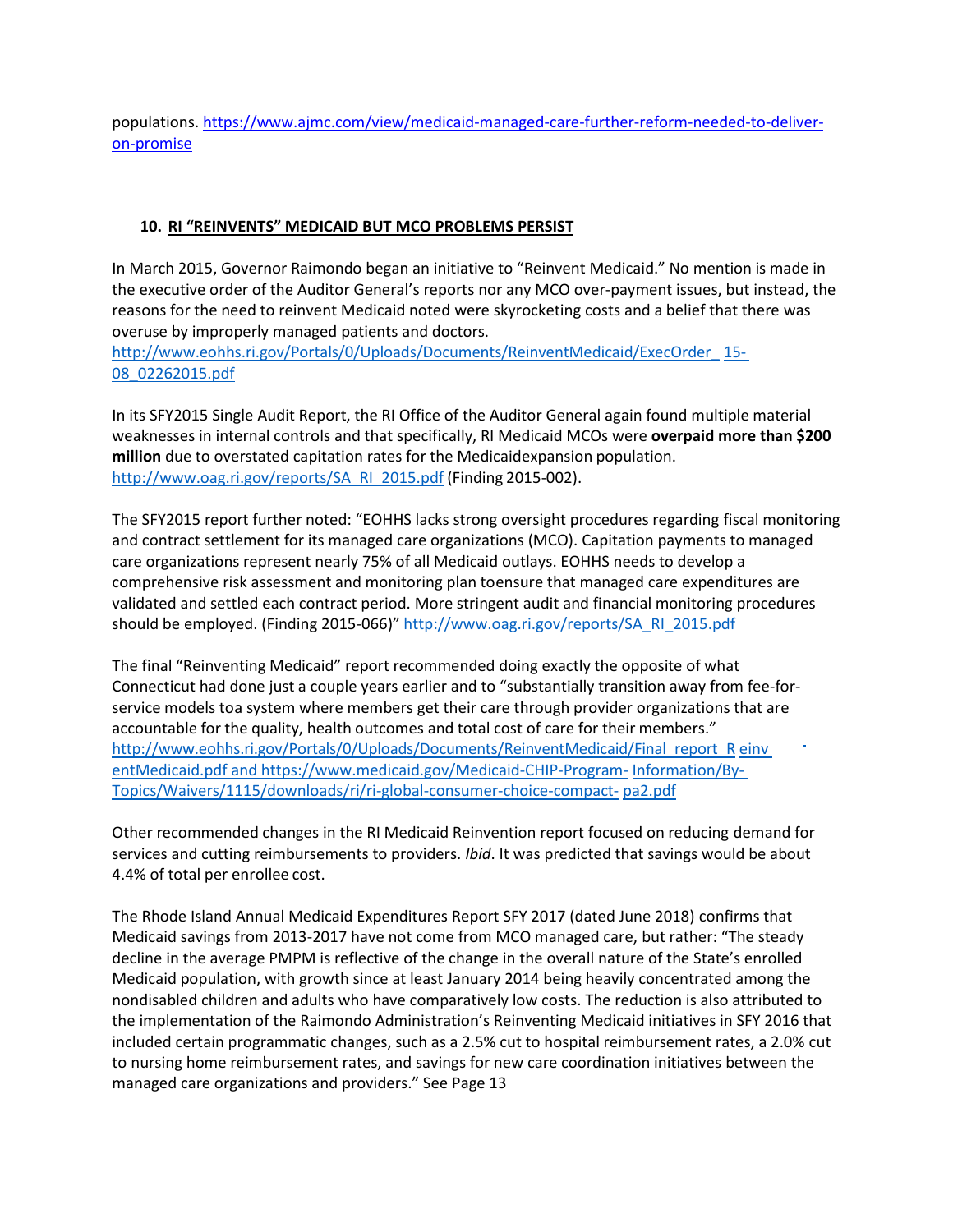populations. https://www.ajmc.com/view/medicaid-managed-care-further-reform-needed-to-deliver-on-promise

## 10. RI "REINVENTS" MEDICAID BUT MCO PROBLEMS PERSIST

In March 2015, Governor Raimondo began an initiative to "Reinvent Medicaid." No mention is made in the executive order of the Auditor General's reports nor any MCO over-payment issues, but instead, the reasons for the need to reinvent Medicaid noted were skyrocketing costs and a belief that there was overuse by improperly managed patients and doctors. http://www.eohhs.ri.gov/Portals/0/Uploads/Documents/ReinventMedicaid/ExecOrder_ 15-08_02262015.pdf

In its SFY2015 Single Audit Report, the RI Office of the Auditor General again found multiple material weaknesses in internal controls and that specifically, RI Medicaid MCOs were **overpaid more than $200 million** due to overstated capitation rates for the Medicaidexpansion population. http://www.oag.ri.gov/reports/SA_RI_2015.pdf (Finding 2015-002).

The SFY2015 report further noted: "EOHHS lacks strong oversight procedures regarding fiscal monitoring and contract settlement for its managed care organizations (MCO). Capitation payments to managed care organizations represent nearly 75% of all Medicaid outlays. EOHHS needs to develop a comprehensive risk assessment and monitoring plan toensure that managed care expenditures are validated and settled each contract period. More stringent audit and financial monitoring procedures should be employed. (Finding 2015-066)" http://www.oag.ri.gov/reports/SA_RI_2015.pdf

The final "Reinventing Medicaid" report recommended doing exactly the opposite of what Connecticut had done just a couple years earlier and to "substantially transition away from fee-for-service models toa system where members get their care through provider organizations that are accountable for the quality, health outcomes and total cost of care for their members." http://www.eohhs.ri.gov/Portals/0/Uploads/Documents/ReinventMedicaid/Final_report_R einventMedicaid.pdf and https://www.medicaid.gov/Medicaid-CHIP-Program- Information/By-Topics/Waivers/1115/downloads/ri/ri-global-consumer-choice-compact- pa2.pdf

Other recommended changes in the RI Medicaid Reinvention report focused on reducing demand for services and cutting reimbursements to providers. *Ibid*. It was predicted that savings would be about 4.4% of total per enrollee cost.

The Rhode Island Annual Medicaid Expenditures Report SFY 2017 (dated June 2018) confirms that Medicaid savings from 2013-2017 have not come from MCO managed care, but rather: "The steady decline in the average PMPM is reflective of the change in the overall nature of the State's enrolled Medicaid population, with growth since at least January 2014 being heavily concentrated among the nondisabled children and adults who have comparatively low costs. The reduction is also attributed to the implementation of the Raimondo Administration's Reinventing Medicaid initiatives in SFY 2016 that included certain programmatic changes, such as a 2.5% cut to hospital reimbursement rates, a 2.0% cut to nursing home reimbursement rates, and savings for new care coordination initiatives between the managed care organizations and providers." See Page 13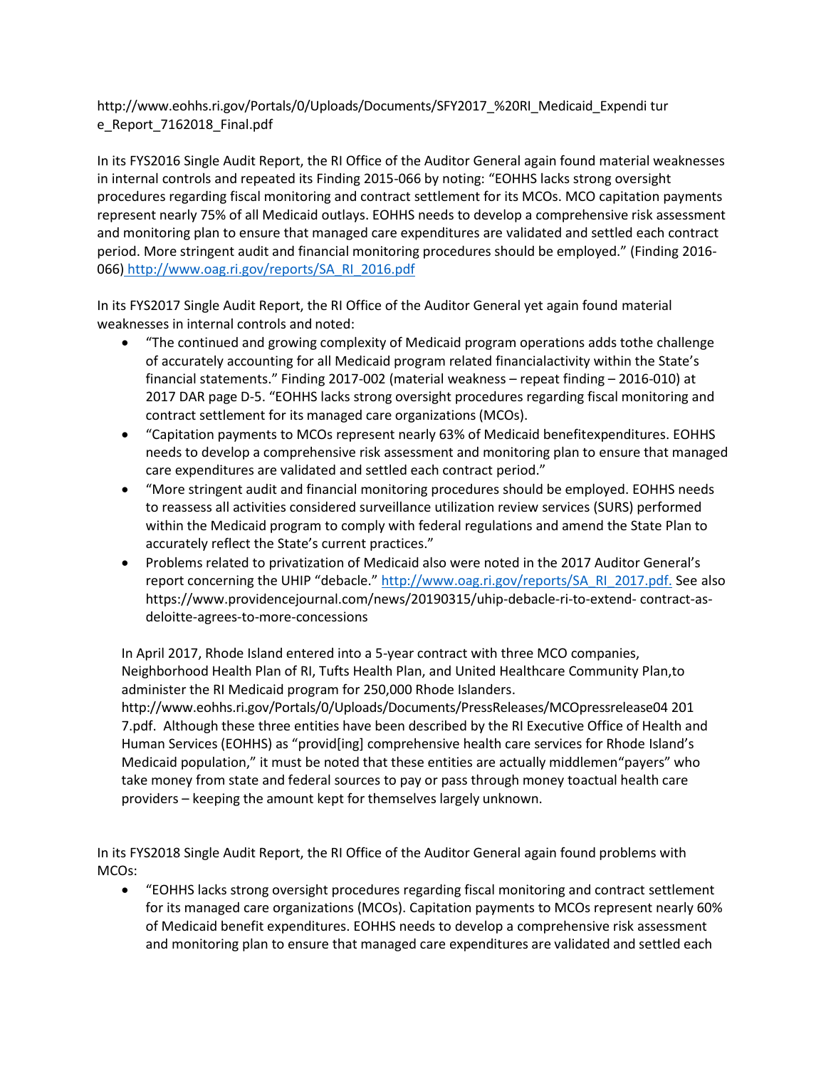http://www.eohhs.ri.gov/Portals/0/Uploads/Documents/SFY2017_%20RI_Medicaid_Expendi tur e_Report_7162018_Final.pdf

In its FYS2016 Single Audit Report, the RI Office of the Auditor General again found material weaknesses in internal controls and repeated its Finding 2015-066 by noting: "EOHHS lacks strong oversight procedures regarding fiscal monitoring and contract settlement for its MCOs. MCO capitation payments represent nearly 75% of all Medicaid outlays. EOHHS needs to develop a comprehensive risk assessment and monitoring plan to ensure that managed care expenditures are validated and settled each contract period. More stringent audit and financial monitoring procedures should be employed." (Finding 2016-066) http://www.oag.ri.gov/reports/SA_RI_2016.pdf

In its FYS2017 Single Audit Report, the RI Office of the Auditor General yet again found material weaknesses in internal controls and noted:

- "The continued and growing complexity of Medicaid program operations adds tothe challenge of accurately accounting for all Medicaid program related financialactivity within the State's financial statements." Finding 2017-002 (material weakness – repeat finding – 2016-010) at 2017 DAR page D-5. "EOHHS lacks strong oversight procedures regarding fiscal monitoring and contract settlement for its managed care organizations (MCOs).
- "Capitation payments to MCOs represent nearly 63% of Medicaid benefitexpenditures. EOHHS needs to develop a comprehensive risk assessment and monitoring plan to ensure that managed care expenditures are validated and settled each contract period."
- "More stringent audit and financial monitoring procedures should be employed. EOHHS needs to reassess all activities considered surveillance utilization review services (SURS) performed within the Medicaid program to comply with federal regulations and amend the State Plan to accurately reflect the State's current practices."
- Problems related to privatization of Medicaid also were noted in the 2017 Auditor General's report concerning the UHIP "debacle." http://www.oag.ri.gov/reports/SA_RI_2017.pdf. See also https://www.providencejournal.com/news/20190315/uhip-debacle-ri-to-extend- contract-as-deloitte-agrees-to-more-concessions

In April 2017, Rhode Island entered into a 5-year contract with three MCO companies, Neighborhood Health Plan of RI, Tufts Health Plan, and United Healthcare Community Plan,to administer the RI Medicaid program for 250,000 Rhode Islanders. http://www.eohhs.ri.gov/Portals/0/Uploads/Documents/PressReleases/MCOpressrelease04 201 7.pdf. Although these three entities have been described by the RI Executive Office of Health and Human Services (EOHHS) as "provid[ing] comprehensive health care services for Rhode Island's Medicaid population," it must be noted that these entities are actually middlemen"payers" who take money from state and federal sources to pay or pass through money toactual health care providers – keeping the amount kept for themselves largely unknown.

In its FYS2018 Single Audit Report, the RI Office of the Auditor General again found problems with MCOs:

- "EOHHS lacks strong oversight procedures regarding fiscal monitoring and contract settlement for its managed care organizations (MCOs). Capitation payments to MCOs represent nearly 60% of Medicaid benefit expenditures. EOHHS needs to develop a comprehensive risk assessment and monitoring plan to ensure that managed care expenditures are validated and settled each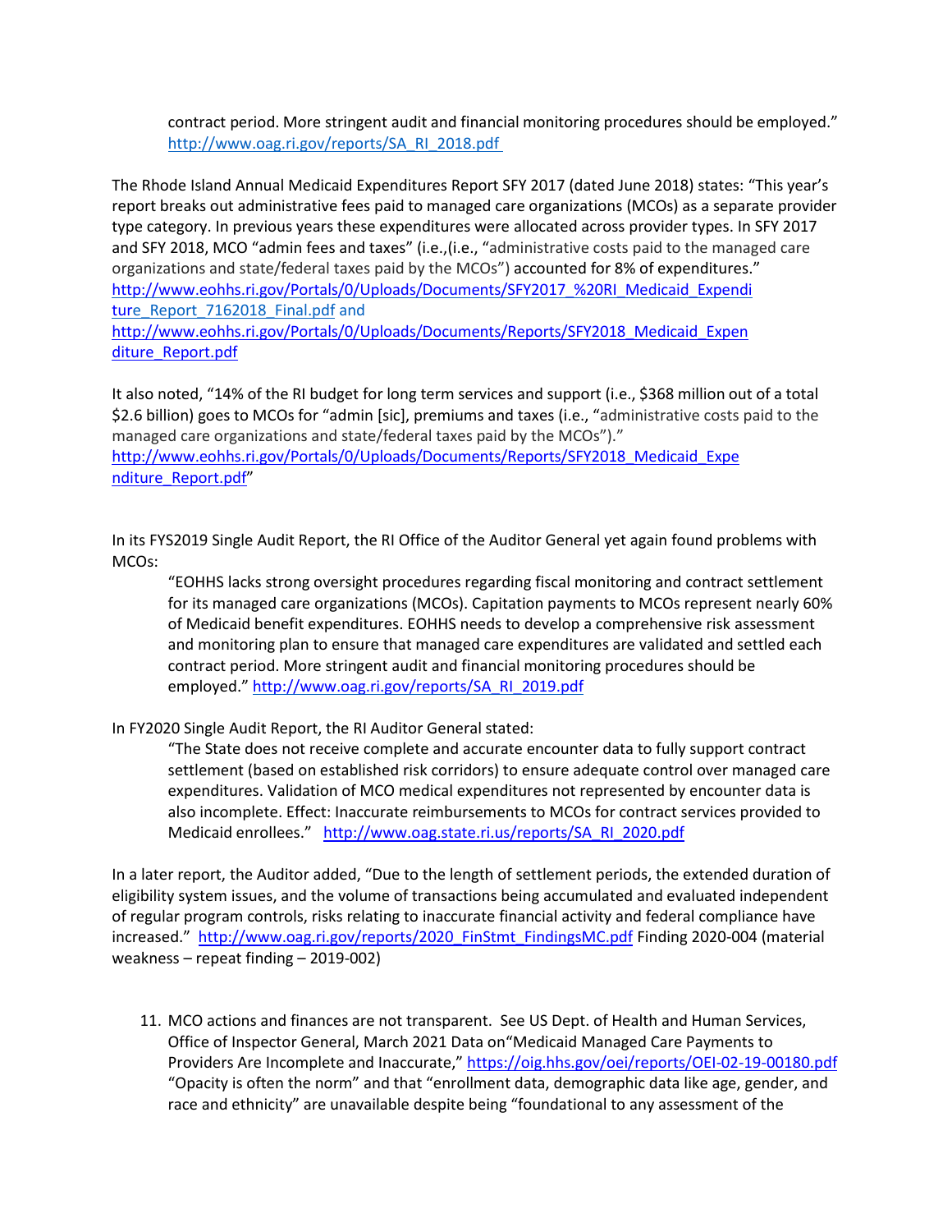> contract period. More stringent audit and financial monitoring procedures should be employed." http://www.oag.ri.gov/reports/SA_RI_2018.pdf

The Rhode Island Annual Medicaid Expenditures Report SFY 2017 (dated June 2018) states: "This year's report breaks out administrative fees paid to managed care organizations (MCOs) as a separate provider type category. In previous years these expenditures were allocated across provider types. In SFY 2017 and SFY 2018, MCO "admin fees and taxes" (i.e.,(i.e., "administrative costs paid to the managed care organizations and state/federal taxes paid by the MCOs") accounted for 8% of expenditures." http://www.eohhs.ri.gov/Portals/0/Uploads/Documents/SFY2017_%20RI_Medicaid_Expenditure_Report_7162018_Final.pdf and http://www.eohhs.ri.gov/Portals/0/Uploads/Documents/Reports/SFY2018_Medicaid_Expenditure_Report.pdf

It also noted, "14% of the RI budget for long term services and support (i.e., $368 million out of a total $2.6 billion) goes to MCOs for "admin [sic], premiums and taxes (i.e., "administrative costs paid to the managed care organizations and state/federal taxes paid by the MCOs")." http://www.eohhs.ri.gov/Portals/0/Uploads/Documents/Reports/SFY2018_Medicaid_Expenditure_Report.pdf"

In its FYS2019 Single Audit Report, the RI Office of the Auditor General yet again found problems with MCOs:

> "EOHHS lacks strong oversight procedures regarding fiscal monitoring and contract settlement for its managed care organizations (MCOs). Capitation payments to MCOs represent nearly 60% of Medicaid benefit expenditures. EOHHS needs to develop a comprehensive risk assessment and monitoring plan to ensure that managed care expenditures are validated and settled each contract period. More stringent audit and financial monitoring procedures should be employed." http://www.oag.ri.gov/reports/SA_RI_2019.pdf

In FY2020 Single Audit Report, the RI Auditor General stated:

> "The State does not receive complete and accurate encounter data to fully support contract settlement (based on established risk corridors) to ensure adequate control over managed care expenditures. Validation of MCO medical expenditures not represented by encounter data is also incomplete. Effect: Inaccurate reimbursements to MCOs for contract services provided to Medicaid enrollees." http://www.oag.state.ri.us/reports/SA_RI_2020.pdf

In a later report, the Auditor added, "Due to the length of settlement periods, the extended duration of eligibility system issues, and the volume of transactions being accumulated and evaluated independent of regular program controls, risks relating to inaccurate financial activity and federal compliance have increased." http://www.oag.ri.gov/reports/2020_FinStmt_FindingsMC.pdf Finding 2020-004 (material weakness – repeat finding – 2019-002)

11. MCO actions and finances are not transparent. See US Dept. of Health and Human Services, Office of Inspector General, March 2021 Data on"Medicaid Managed Care Payments to Providers Are Incomplete and Inaccurate," https://oig.hhs.gov/oei/reports/OEI-02-19-00180.pdf "Opacity is often the norm" and that "enrollment data, demographic data like age, gender, and race and ethnicity" are unavailable despite being "foundational to any assessment of the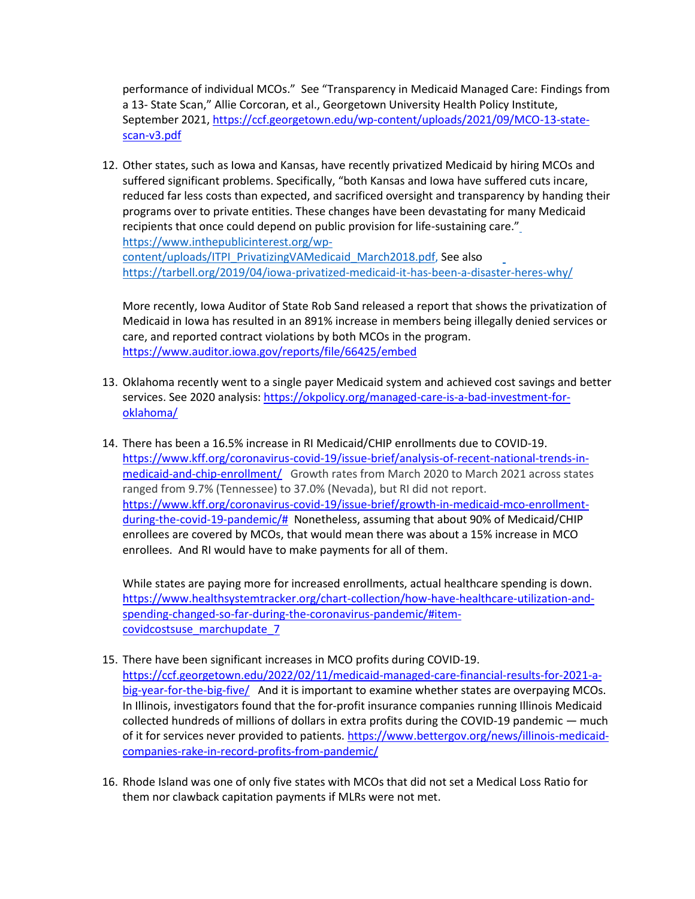performance of individual MCOs." See "Transparency in Medicaid Managed Care: Findings from a 13- State Scan," Allie Corcoran, et al., Georgetown University Health Policy Institute, September 2021, https://ccf.georgetown.edu/wp-content/uploads/2021/09/MCO-13-state-scan-v3.pdf

12. Other states, such as Iowa and Kansas, have recently privatized Medicaid by hiring MCOs and suffered significant problems. Specifically, "both Kansas and Iowa have suffered cuts incare, reduced far less costs than expected, and sacrificed oversight and transparency by handing their programs over to private entities. These changes have been devastating for many Medicaid recipients that once could depend on public provision for life-sustaining care." https://www.inthepublicinterest.org/wp-content/uploads/ITPI_PrivatizingVAMedicaid_March2018.pdf, See also https://tarbell.org/2019/04/iowa-privatized-medicaid-it-has-been-a-disaster-heres-why/

    More recently, Iowa Auditor of State Rob Sand released a report that shows the privatization of Medicaid in Iowa has resulted in an 891% increase in members being illegally denied services or care, and reported contract violations by both MCOs in the program. https://www.auditor.iowa.gov/reports/file/66425/embed

13. Oklahoma recently went to a single payer Medicaid system and achieved cost savings and better services. See 2020 analysis: https://okpolicy.org/managed-care-is-a-bad-investment-for-oklahoma/

14. There has been a 16.5% increase in RI Medicaid/CHIP enrollments due to COVID-19. https://www.kff.org/coronavirus-covid-19/issue-brief/analysis-of-recent-national-trends-in-medicaid-and-chip-enrollment/ Growth rates from March 2020 to March 2021 across states ranged from 9.7% (Tennessee) to 37.0% (Nevada), but RI did not report. https://www.kff.org/coronavirus-covid-19/issue-brief/growth-in-medicaid-mco-enrollment-during-the-covid-19-pandemic/# Nonetheless, assuming that about 90% of Medicaid/CHIP enrollees are covered by MCOs, that would mean there was about a 15% increase in MCO enrollees. And RI would have to make payments for all of them.

    While states are paying more for increased enrollments, actual healthcare spending is down. https://www.healthsystemtracker.org/chart-collection/how-have-healthcare-utilization-and-spending-changed-so-far-during-the-coronavirus-pandemic/#item-covidcostsuse_marchupdate_7

15. There have been significant increases in MCO profits during COVID-19. https://ccf.georgetown.edu/2022/02/11/medicaid-managed-care-financial-results-for-2021-a-big-year-for-the-big-five/ And it is important to examine whether states are overpaying MCOs. In Illinois, investigators found that the for-profit insurance companies running Illinois Medicaid collected hundreds of millions of dollars in extra profits during the COVID-19 pandemic — much of it for services never provided to patients. https://www.bettergov.org/news/illinois-medicaid-companies-rake-in-record-profits-from-pandemic/

16. Rhode Island was one of only five states with MCOs that did not set a Medical Loss Ratio for them nor clawback capitation payments if MLRs were not met.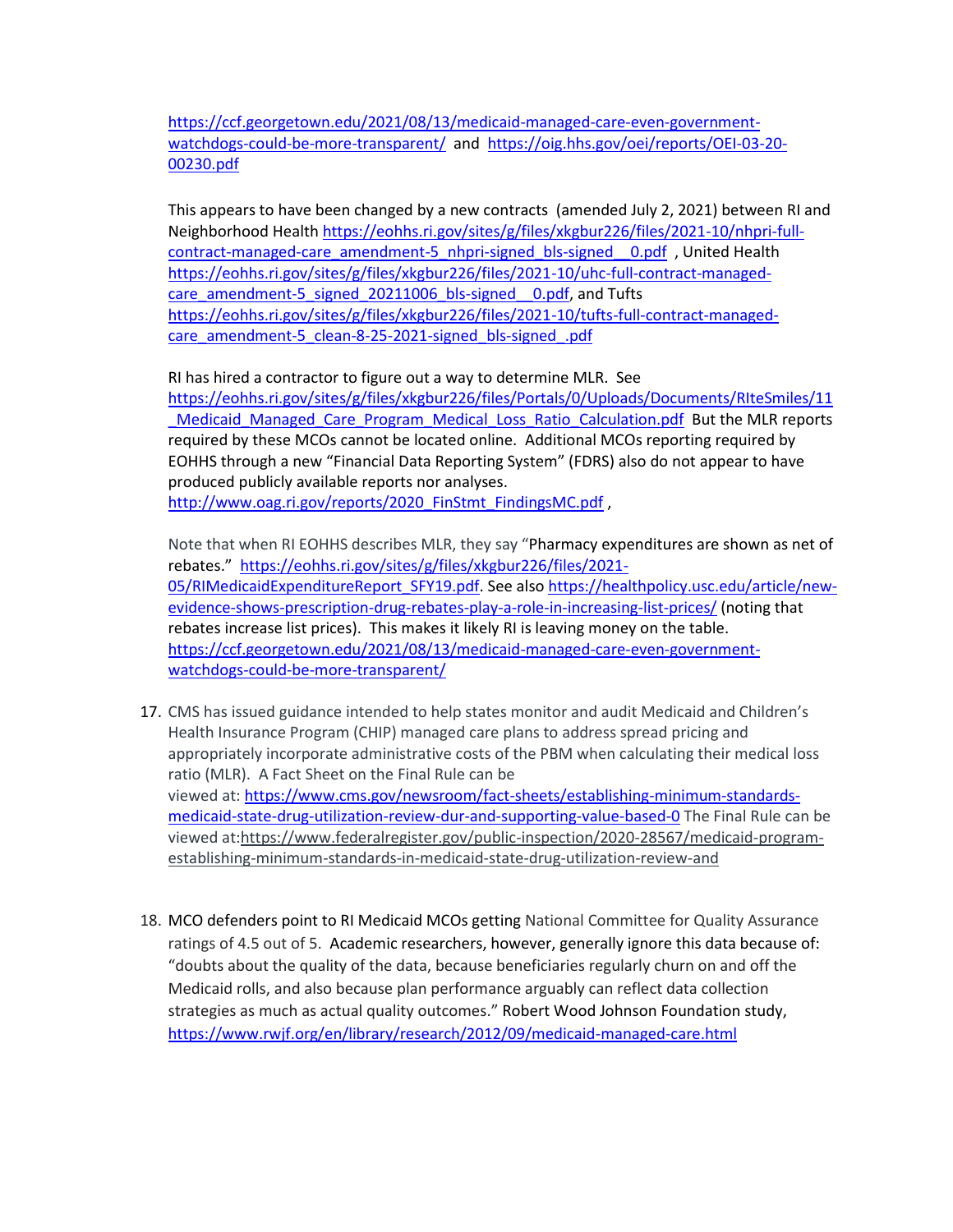https://ccf.georgetown.edu/2021/08/13/medicaid-managed-care-even-government-watchdogs-could-be-more-transparent/ and https://oig.hhs.gov/oei/reports/OEI-03-20-00230.pdf

This appears to have been changed by a new contracts (amended July 2, 2021) between RI and Neighborhood Health https://eohhs.ri.gov/sites/g/files/xkgbur226/files/2021-10/nhpri-full-contract-managed-care_amendment-5_nhpri-signed_bls-signed__0.pdf , United Health https://eohhs.ri.gov/sites/g/files/xkgbur226/files/2021-10/uhc-full-contract-managed-care_amendment-5_signed_20211006_bls-signed__0.pdf, and Tufts https://eohhs.ri.gov/sites/g/files/xkgbur226/files/2021-10/tufts-full-contract-managed-care_amendment-5_clean-8-25-2021-signed_bls-signed_.pdf

RI has hired a contractor to figure out a way to determine MLR. See https://eohhs.ri.gov/sites/g/files/xkgbur226/files/Portals/0/Uploads/Documents/RIteSmiles/11_Medicaid_Managed_Care_Program_Medical_Loss_Ratio_Calculation.pdf But the MLR reports required by these MCOs cannot be located online. Additional MCOs reporting required by EOHHS through a new "Financial Data Reporting System" (FDRS) also do not appear to have produced publicly available reports nor analyses. http://www.oag.ri.gov/reports/2020_FinStmt_FindingsMC.pdf ,

Note that when RI EOHHS describes MLR, they say "Pharmacy expenditures are shown as net of rebates." https://eohhs.ri.gov/sites/g/files/xkgbur226/files/2021-05/RIMedicaidExpenditureReport_SFY19.pdf. See also https://healthpolicy.usc.edu/article/new-evidence-shows-prescription-drug-rebates-play-a-role-in-increasing-list-prices/ (noting that rebates increase list prices). This makes it likely RI is leaving money on the table. https://ccf.georgetown.edu/2021/08/13/medicaid-managed-care-even-government-watchdogs-could-be-more-transparent/

17. CMS has issued guidance intended to help states monitor and audit Medicaid and Children's Health Insurance Program (CHIP) managed care plans to address spread pricing and appropriately incorporate administrative costs of the PBM when calculating their medical loss ratio (MLR). A Fact Sheet on the Final Rule can be viewed at: https://www.cms.gov/newsroom/fact-sheets/establishing-minimum-standards-medicaid-state-drug-utilization-review-dur-and-supporting-value-based-0 The Final Rule can be viewed at:https://www.federalregister.gov/public-inspection/2020-28567/medicaid-program-establishing-minimum-standards-in-medicaid-state-drug-utilization-review-and

18. MCO defenders point to RI Medicaid MCOs getting National Committee for Quality Assurance ratings of 4.5 out of 5. Academic researchers, however, generally ignore this data because of: "doubts about the quality of the data, because beneficiaries regularly churn on and off the Medicaid rolls, and also because plan performance arguably can reflect data collection strategies as much as actual quality outcomes." Robert Wood Johnson Foundation study, https://www.rwjf.org/en/library/research/2012/09/medicaid-managed-care.html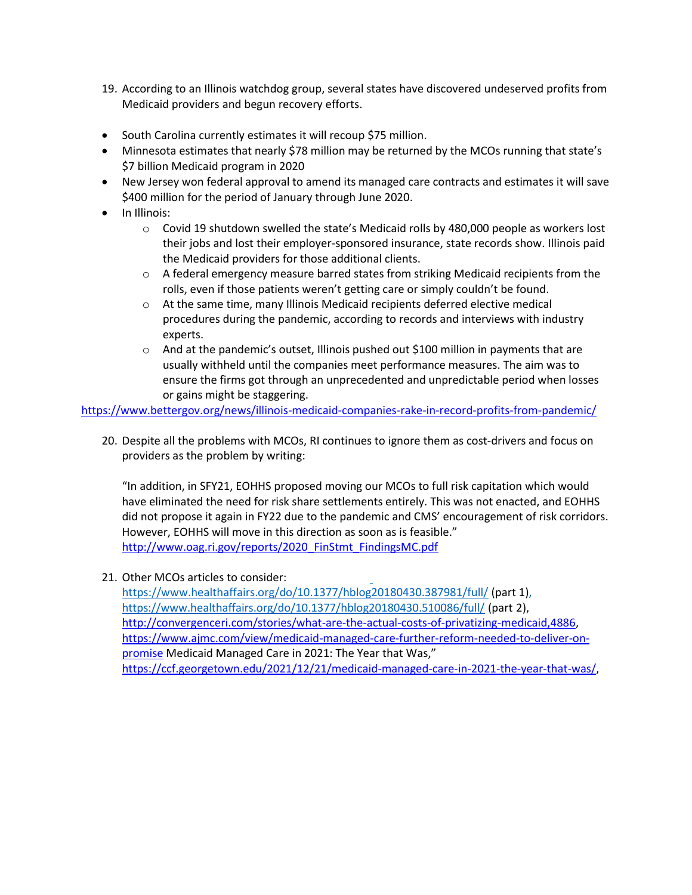19. According to an Illinois watchdog group, several states have discovered undeserved profits from Medicaid providers and begun recovery efforts.

- South Carolina currently estimates it will recoup $75 million.
- Minnesota estimates that nearly $78 million may be returned by the MCOs running that state's $7 billion Medicaid program in 2020
- New Jersey won federal approval to amend its managed care contracts and estimates it will save $400 million for the period of January through June 2020.
- In Illinois:
  - Covid 19 shutdown swelled the state's Medicaid rolls by 480,000 people as workers lost their jobs and lost their employer-sponsored insurance, state records show. Illinois paid the Medicaid providers for those additional clients.
  - A federal emergency measure barred states from striking Medicaid recipients from the rolls, even if those patients weren't getting care or simply couldn't be found.
  - At the same time, many Illinois Medicaid recipients deferred elective medical procedures during the pandemic, according to records and interviews with industry experts.
  - And at the pandemic's outset, Illinois pushed out $100 million in payments that are usually withheld until the companies meet performance measures. The aim was to ensure the firms got through an unprecedented and unpredictable period when losses or gains might be staggering.

https://www.bettergov.org/news/illinois-medicaid-companies-rake-in-record-profits-from-pandemic/

20. Despite all the problems with MCOs, RI continues to ignore them as cost-drivers and focus on providers as the problem by writing:

    "In addition, in SFY21, EOHHS proposed moving our MCOs to full risk capitation which would have eliminated the need for risk share settlements entirely. This was not enacted, and EOHHS did not propose it again in FY22 due to the pandemic and CMS' encouragement of risk corridors. However, EOHHS will move in this direction as soon as is feasible."
    http://www.oag.ri.gov/reports/2020_FinStmt_FindingsMC.pdf

21. Other MCOs articles to consider:
    https://www.healthaffairs.org/do/10.1377/hblog20180430.387981/full/ (part 1), https://www.healthaffairs.org/do/10.1377/hblog20180430.510086/full/ (part 2), http://convergenceri.com/stories/what-are-the-actual-costs-of-privatizing-medicaid,4886, https://www.ajmc.com/view/medicaid-managed-care-further-reform-needed-to-deliver-on-promise Medicaid Managed Care in 2021: The Year that Was," https://ccf.georgetown.edu/2021/12/21/medicaid-managed-care-in-2021-the-year-that-was/,